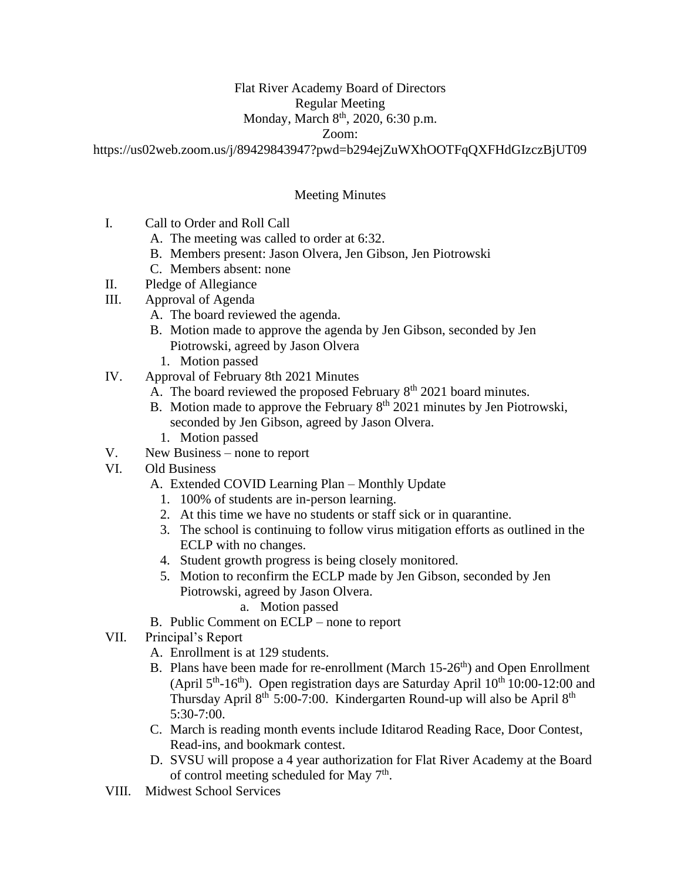Flat River Academy Board of Directors
Regular Meeting
Monday, March 8th, 2020, 6:30 p.m.
Zoom:
https://us02web.zoom.us/j/89429843947?pwd=b294ejZuWXhOOTFqQXFHdGIzczBjUT09

Meeting Minutes

I. Call to Order and Roll Call
   A. The meeting was called to order at 6:32.
   B. Members present: Jason Olvera, Jen Gibson, Jen Piotrowski
   C. Members absent: none
II. Pledge of Allegiance
III. Approval of Agenda
   A. The board reviewed the agenda.
   B. Motion made to approve the agenda by Jen Gibson, seconded by Jen Piotrowski, agreed by Jason Olvera
      1. Motion passed
IV. Approval of February 8th 2021 Minutes
   A. The board reviewed the proposed February 8th 2021 board minutes.
   B. Motion made to approve the February 8th 2021 minutes by Jen Piotrowski, seconded by Jen Gibson, agreed by Jason Olvera.
      1. Motion passed
V. New Business – none to report
VI. Old Business
   A. Extended COVID Learning Plan – Monthly Update
      1. 100% of students are in-person learning.
      2. At this time we have no students or staff sick or in quarantine.
      3. The school is continuing to follow virus mitigation efforts as outlined in the ECLP with no changes.
      4. Student growth progress is being closely monitored.
      5. Motion to reconfirm the ECLP made by Jen Gibson, seconded by Jen Piotrowski, agreed by Jason Olvera.
         a. Motion passed
   B. Public Comment on ECLP – none to report
VII. Principal's Report
   A. Enrollment is at 129 students.
   B. Plans have been made for re-enrollment (March 15-26th) and Open Enrollment (April 5th-16th). Open registration days are Saturday April 10th 10:00-12:00 and Thursday April 8th 5:00-7:00. Kindergarten Round-up will also be April 8th 5:30-7:00.
   C. March is reading month events include Iditarod Reading Race, Door Contest, Read-ins, and bookmark contest.
   D. SVSU will propose a 4 year authorization for Flat River Academy at the Board of control meeting scheduled for May 7th.
VIII. Midwest School Services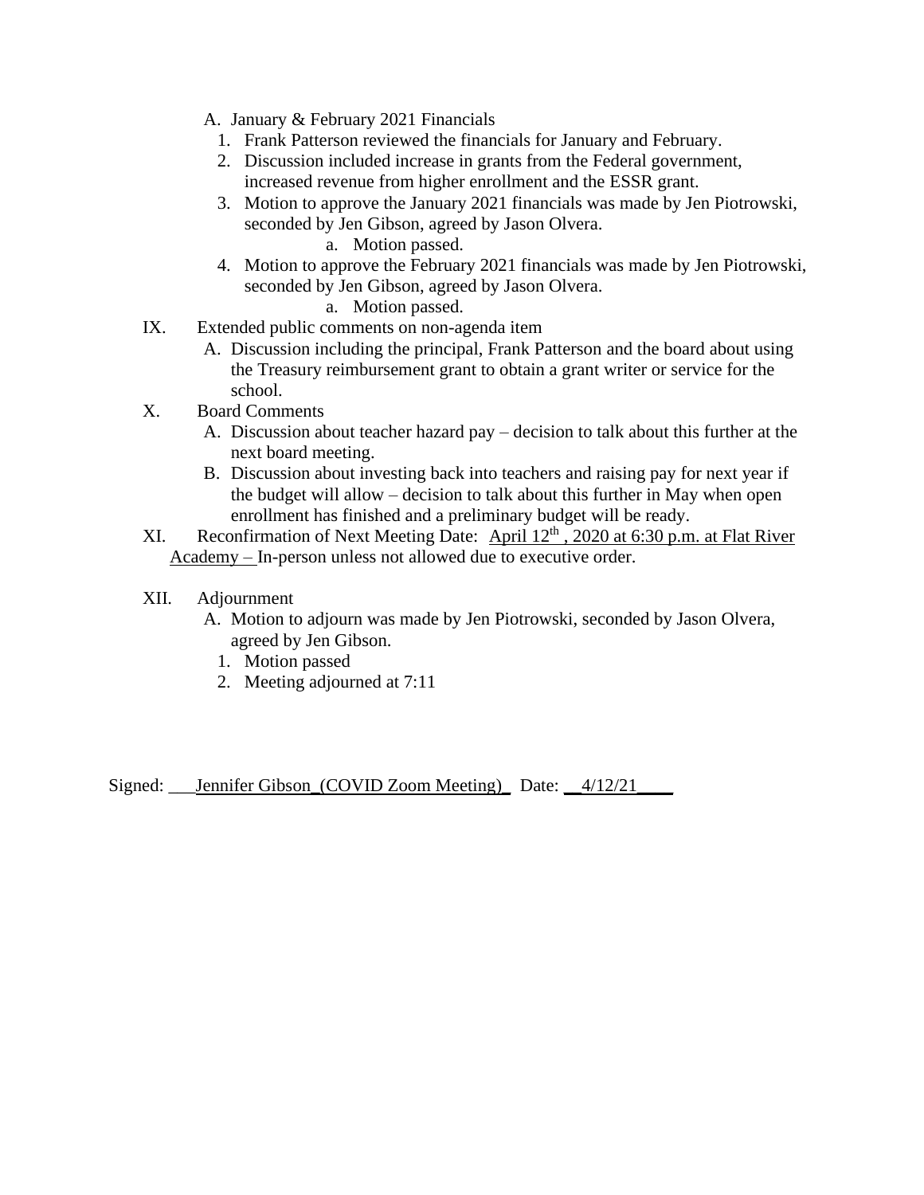A. January & February 2021 Financials
   1. Frank Patterson reviewed the financials for January and February.
   2. Discussion included increase in grants from the Federal government, increased revenue from higher enrollment and the ESSR grant.
   3. Motion to approve the January 2021 financials was made by Jen Piotrowski, seconded by Jen Gibson, agreed by Jason Olvera.
      a. Motion passed.
   4. Motion to approve the February 2021 financials was made by Jen Piotrowski, seconded by Jen Gibson, agreed by Jason Olvera.
      a. Motion passed.

IX. Extended public comments on non-agenda item
   A. Discussion including the principal, Frank Patterson and the board about using the Treasury reimbursement grant to obtain a grant writer or service for the school.

X. Board Comments
   A. Discussion about teacher hazard pay – decision to talk about this further at the next board meeting.
   B. Discussion about investing back into teachers and raising pay for next year if the budget will allow – decision to talk about this further in May when open enrollment has finished and a preliminary budget will be ready.

XI. Reconfirmation of Next Meeting Date: April 12th, 2020 at 6:30 p.m. at Flat River Academy – In-person unless not allowed due to executive order.

XII. Adjournment
   A. Motion to adjourn was made by Jen Piotrowski, seconded by Jason Olvera, agreed by Jen Gibson.
      1. Motion passed
      2. Meeting adjourned at 7:11

Signed: ___Jennifer Gibson_(COVID Zoom Meeting)_ Date: __4/12/21____